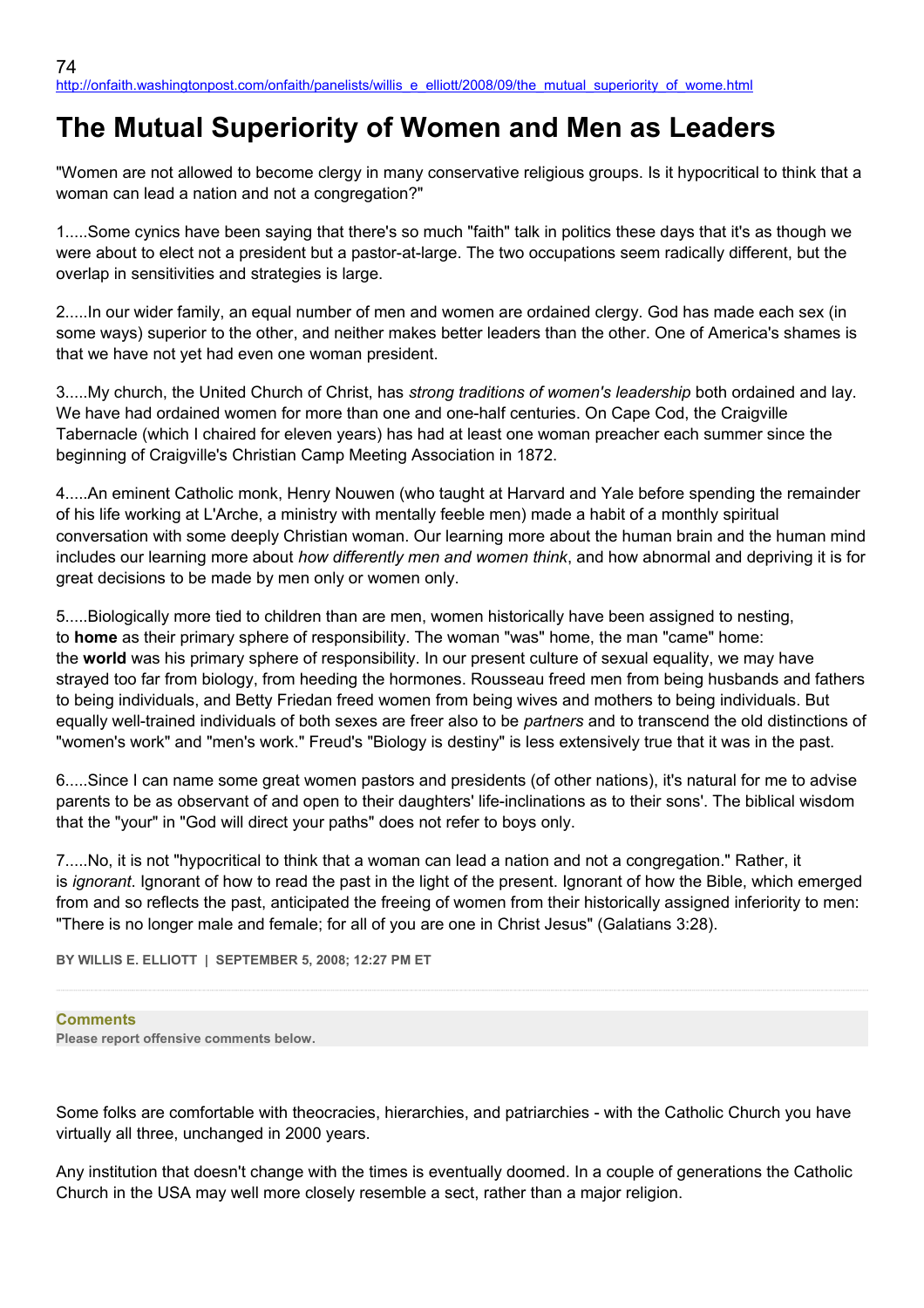http://onfaith.washingtonpost.com/onfaith/panelists/willis_e_elliott/2008/09/the_mutual_superiority_of_wome.html

# The Mutual Superiority of Women and Men as Leaders

"Women are not allowed to become clergy in many conservative religious groups. Is it hypocritical to think that a woman can lead a nation and not a congregation?"

1.....Some cynics have been saying that there's so much "faith" talk in politics these days that it's as though we were about to elect not a president but a pastor-at-large. The two occupations seem radically different, but the overlap in sensitivities and strategies is large.

2.....In our wider family, an equal number of men and women are ordained clergy. God has made each sex (in some ways) superior to the other, and neither makes better leaders than the other. One of America's shames is that we have not yet had even one woman president.

3.....My church, the United Church of Christ, has *strong traditions of women's leadership* both ordained and lay. We have had ordained women for more than one and one-half centuries. On Cape Cod, the Craigville Tabernacle (which I chaired for eleven years) has had at least one woman preacher each summer since the beginning of Craigville's Christian Camp Meeting Association in 1872.

4.....An eminent Catholic monk, Henry Nouwen (who taught at Harvard and Yale before spending the remainder of his life working at L'Arche, a ministry with mentally feeble men) made a habit of a monthly spiritual conversation with some deeply Christian woman. Our learning more about the human brain and the human mind includes our learning more about *how differently men and women think*, and how abnormal and depriving it is for great decisions to be made by men only or women only.

5.....Biologically more tied to children than are men, women historically have been assigned to nesting, to **home** as their primary sphere of responsibility. The woman "was" home, the man "came" home: the **world** was his primary sphere of responsibility. In our present culture of sexual equality, we may have strayed too far from biology, from heeding the hormones. Rousseau freed men from being husbands and fathers to being individuals, and Betty Friedan freed women from being wives and mothers to being individuals. But equally well-trained individuals of both sexes are freer also to be *partners* and to transcend the old distinctions of "women's work" and "men's work." Freud's "Biology is destiny" is less extensively true that it was in the past.

6.....Since I can name some great women pastors and presidents (of other nations), it's natural for me to advise parents to be as observant of and open to their daughters' life-inclinations as to their sons'. The biblical wisdom that the "your" in "God will direct your paths" does not refer to boys only.

7.....No, it is not "hypocritical to think that a woman can lead a nation and not a congregation." Rather, it is *ignorant*. Ignorant of how to read the past in the light of the present. Ignorant of how the Bible, which emerged from and so reflects the past, anticipated the freeing of women from their historically assigned inferiority to men: "There is no longer male and female; for all of you are one in Christ Jesus" (Galatians 3:28).

**BY WILLIS E. ELLIOTT | SEPTEMBER 5, 2008; 12:27 PM ET**

---

**Comments**

**Please report offensive comments below.**

Some folks are comfortable with theocracies, hierarchies, and patriarchies - with the Catholic Church you have virtually all three, unchanged in 2000 years.

Any institution that doesn't change with the times is eventually doomed. In a couple of generations the Catholic Church in the USA may well more closely resemble a sect, rather than a major religion.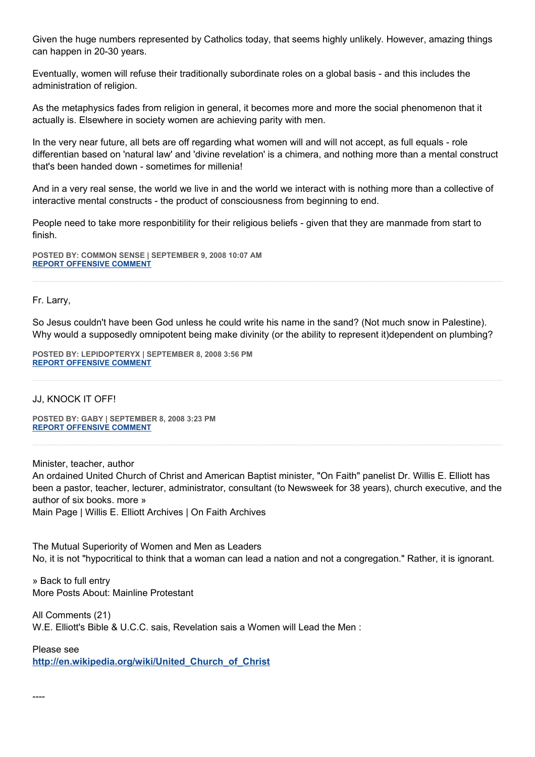Given the huge numbers represented by Catholics today, that seems highly unlikely. However, amazing things can happen in 20-30 years.

Eventually, women will refuse their traditionally subordinate roles on a global basis - and this includes the administration of religion.

As the metaphysics fades from religion in general, it becomes more and more the social phenomenon that it actually is. Elsewhere in society women are achieving parity with men.

In the very near future, all bets are off regarding what women will and will not accept, as full equals - role differentian based on 'natural law' and 'divine revelation' is a chimera, and nothing more than a mental construct that's been handed down - sometimes for millenia!

And in a very real sense, the world we live in and the world we interact with is nothing more than a collective of interactive mental constructs - the product of consciousness from beginning to end.

People need to take more responbitility for their religious beliefs - given that they are manmade from start to finish.

**POSTED BY: COMMON SENSE | SEPTEMBER 9, 2008 10:07 AM**
**REPORT OFFENSIVE COMMENT**

---

Fr. Larry,

So Jesus couldn't have been God unless he could write his name in the sand? (Not much snow in Palestine). Why would a supposedly omnipotent being make divinity (or the ability to represent it)dependent on plumbing?

**POSTED BY: LEPIDOPTERYX | SEPTEMBER 8, 2008 3:56 PM**
**REPORT OFFENSIVE COMMENT**

---

JJ, KNOCK IT OFF!

**POSTED BY: GABY | SEPTEMBER 8, 2008 3:23 PM**
**REPORT OFFENSIVE COMMENT**

---

Minister, teacher, author
An ordained United Church of Christ and American Baptist minister, "On Faith" panelist Dr. Willis E. Elliott has been a pastor, teacher, lecturer, administrator, consultant (to Newsweek for 38 years), church executive, and the author of six books. more »
Main Page | Willis E. Elliott Archives | On Faith Archives

The Mutual Superiority of Women and Men as Leaders
No, it is not "hypocritical to think that a woman can lead a nation and not a congregation." Rather, it is ignorant.

» Back to full entry
More Posts About: Mainline Protestant

All Comments (21)
W.E. Elliott's Bible & U.C.C. sais, Revelation sais a Women will Lead the Men :

Please see
**http://en.wikipedia.org/wiki/United_Church_of_Christ**

----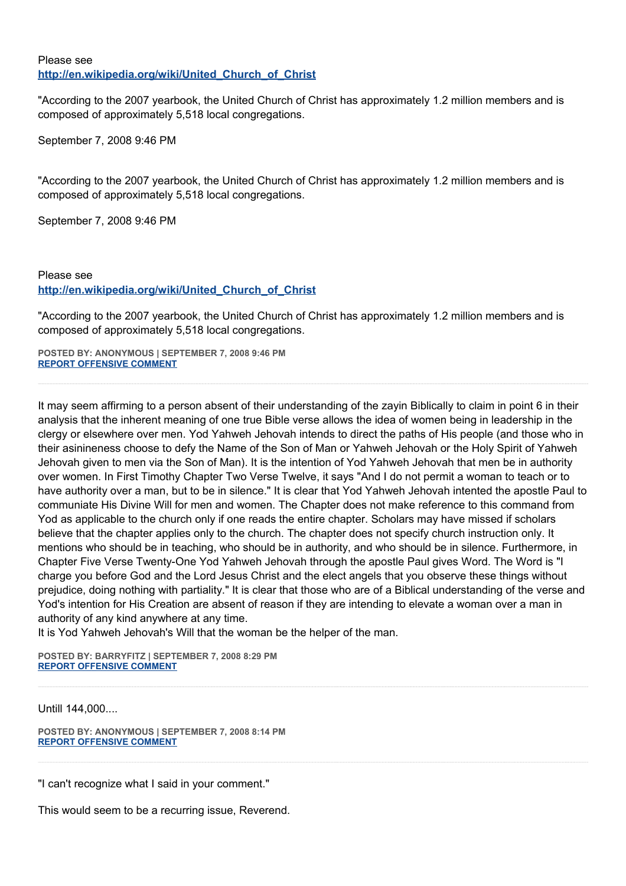Please see
**http://en.wikipedia.org/wiki/United_Church_of_Christ**

"According to the 2007 yearbook, the United Church of Christ has approximately 1.2 million members and is composed of approximately 5,518 local congregations.

September 7, 2008 9:46 PM

"According to the 2007 yearbook, the United Church of Christ has approximately 1.2 million members and is composed of approximately 5,518 local congregations.

September 7, 2008 9:46 PM

Please see
**http://en.wikipedia.org/wiki/United_Church_of_Christ**

"According to the 2007 yearbook, the United Church of Christ has approximately 1.2 million members and is composed of approximately 5,518 local congregations.

**POSTED BY: ANONYMOUS | SEPTEMBER 7, 2008 9:46 PM**
**REPORT OFFENSIVE COMMENT**

---

It may seem affirming to a person absent of their understanding of the zayin Biblically to claim in point 6 in their analysis that the inherent meaning of one true Bible verse allows the idea of women being in leadership in the clergy or elsewhere over men. Yod Yahweh Jehovah intends to direct the paths of His people (and those who in their asinineness choose to defy the Name of the Son of Man or Yahweh Jehovah or the Holy Spirit of Yahweh Jehovah given to men via the Son of Man). It is the intention of Yod Yahweh Jehovah that men be in authority over women. In First Timothy Chapter Two Verse Twelve, it says "And I do not permit a woman to teach or to have authority over a man, but to be in silence." It is clear that Yod Yahweh Jehovah intented the apostle Paul to communiate His Divine Will for men and women. The Chapter does not make reference to this command from Yod as applicable to the church only if one reads the entire chapter. Scholars may have missed if scholars believe that the chapter applies only to the church. The chapter does not specify church instruction only. It mentions who should be in teaching, who should be in authority, and who should be in silence. Furthermore, in Chapter Five Verse Twenty-One Yod Yahweh Jehovah through the apostle Paul gives Word. The Word is "I charge you before God and the Lord Jesus Christ and the elect angels that you observe these things without prejudice, doing nothing with partiality." It is clear that those who are of a Biblical understanding of the verse and Yod's intention for His Creation are absent of reason if they are intending to elevate a woman over a man in authority of any kind anywhere at any time.
It is Yod Yahweh Jehovah's Will that the woman be the helper of the man.

**POSTED BY: BARRYFITZ | SEPTEMBER 7, 2008 8:29 PM**
**REPORT OFFENSIVE COMMENT**

---

Untill 144,000....

**POSTED BY: ANONYMOUS | SEPTEMBER 7, 2008 8:14 PM**
**REPORT OFFENSIVE COMMENT**

---

"I can't recognize what I said in your comment."

This would seem to be a recurring issue, Reverend.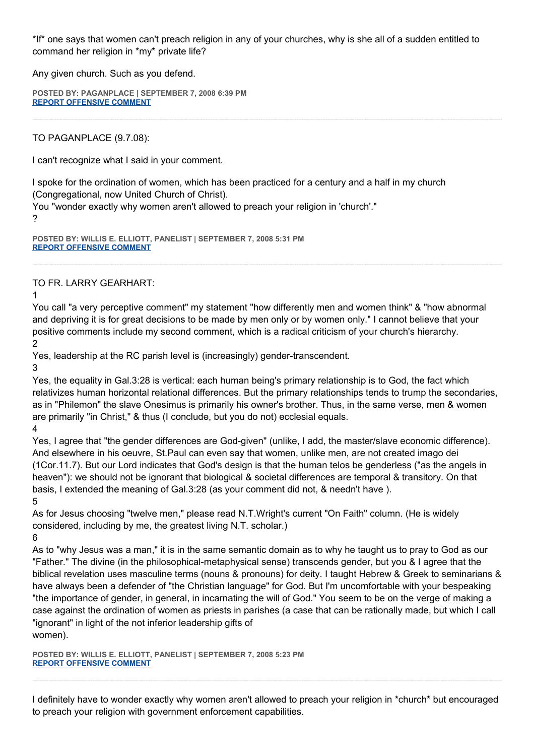*If* one says that women can't preach religion in any of your churches, why is she all of a sudden entitled to command her religion in *my* private life?

Any given church. Such as you defend.

**POSTED BY: PAGANPLACE | SEPTEMBER 7, 2008 6:39 PM**
**REPORT OFFENSIVE COMMENT**

---

TO PAGANPLACE (9.7.08):

I can't recognize what I said in your comment.

I spoke for the ordination of women, which has been practiced for a century and a half in my church (Congregational, now United Church of Christ).
You "wonder exactly why women aren't allowed to preach your religion in 'church'."
?

**POSTED BY: WILLIS E. ELLIOTT, PANELIST | SEPTEMBER 7, 2008 5:31 PM**
**REPORT OFFENSIVE COMMENT**

---

TO FR. LARRY GEARHART:

1
You call "a very perceptive comment" my statement "how differently men and women think" & "how abnormal and depriving it is for great decisions to be made by men only or by women only." I cannot believe that your positive comments include my second comment, which is a radical criticism of your church's hierarchy.

2
Yes, leadership at the RC parish level is (increasingly) gender-transcendent.

3
Yes, the equality in Gal.3:28 is vertical: each human being's primary relationship is to God, the fact which relativizes human horizontal relational differences. But the primary relationships tends to trump the secondaries, as in "Philemon" the slave Onesimus is primarily his owner's brother. Thus, in the same verse, men & women are primarily "in Christ," & thus (I conclude, but you do not) ecclesial equals.

4
Yes, I agree that "the gender differences are God-given" (unlike, I add, the master/slave economic difference). And elsewhere in his oeuvre, St.Paul can even say that women, unlike men, are not created imago dei (1Cor.11.7). But our Lord indicates that God's design is that the human telos be genderless ("as the angels in heaven"): we should not be ignorant that biological & societal differences are temporal & transitory. On that basis, I extended the meaning of Gal.3:28 (as your comment did not, & needn't have ).

5
As for Jesus choosing "twelve men," please read N.T.Wright's current "On Faith" column. (He is widely considered, including by me, the greatest living N.T. scholar.)

6
As to "why Jesus was a man," it is in the same semantic domain as to why he taught us to pray to God as our "Father." The divine (in the philosophical-metaphysical sense) transcends gender, but you & I agree that the biblical revelation uses masculine terms (nouns & pronouns) for deity. I taught Hebrew & Greek to seminarians & have always been a defender of "the Christian language" for God. But I'm uncomfortable with your bespeaking "the importance of gender, in general, in incarnating the will of God." You seem to be on the verge of making a case against the ordination of women as priests in parishes (a case that can be rationally made, but which I call "ignorant" in light of the not inferior leadership gifts of women).

**POSTED BY: WILLIS E. ELLIOTT, PANELIST | SEPTEMBER 7, 2008 5:23 PM**
**REPORT OFFENSIVE COMMENT**

---

I definitely have to wonder exactly why women aren't allowed to preach your religion in *church* but encouraged to preach your religion with government enforcement capabilities.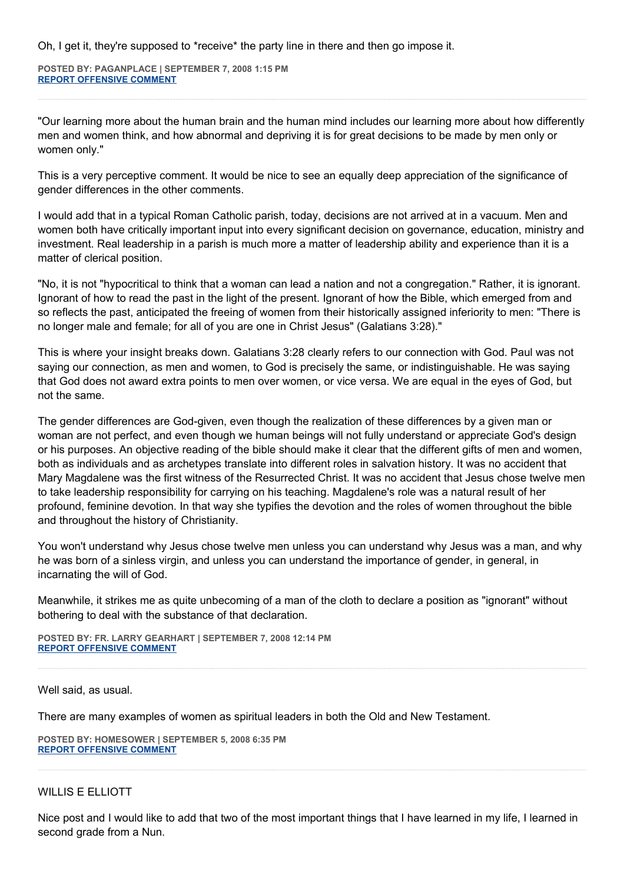Oh, I get it, they're supposed to *receive* the party line in there and then go impose it.

**POSTED BY: PAGANPLACE | SEPTEMBER 7, 2008 1:15 PM**
**REPORT OFFENSIVE COMMENT**

---

"Our learning more about the human brain and the human mind includes our learning more about how differently men and women think, and how abnormal and depriving it is for great decisions to be made by men only or women only."

This is a very perceptive comment. It would be nice to see an equally deep appreciation of the significance of gender differences in the other comments.

I would add that in a typical Roman Catholic parish, today, decisions are not arrived at in a vacuum. Men and women both have critically important input into every significant decision on governance, education, ministry and investment. Real leadership in a parish is much more a matter of leadership ability and experience than it is a matter of clerical position.

"No, it is not "hypocritical to think that a woman can lead a nation and not a congregation." Rather, it is ignorant. Ignorant of how to read the past in the light of the present. Ignorant of how the Bible, which emerged from and so reflects the past, anticipated the freeing of women from their historically assigned inferiority to men: "There is no longer male and female; for all of you are one in Christ Jesus" (Galatians 3:28)."

This is where your insight breaks down. Galatians 3:28 clearly refers to our connection with God. Paul was not saying our connection, as men and women, to God is precisely the same, or indistinguishable. He was saying that God does not award extra points to men over women, or vice versa. We are equal in the eyes of God, but not the same.

The gender differences are God-given, even though the realization of these differences by a given man or woman are not perfect, and even though we human beings will not fully understand or appreciate God's design or his purposes. An objective reading of the bible should make it clear that the different gifts of men and women, both as individuals and as archetypes translate into different roles in salvation history. It was no accident that Mary Magdalene was the first witness of the Resurrected Christ. It was no accident that Jesus chose twelve men to take leadership responsibility for carrying on his teaching. Magdalene's role was a natural result of her profound, feminine devotion. In that way she typifies the devotion and the roles of women throughout the bible and throughout the history of Christianity.

You won't understand why Jesus chose twelve men unless you can understand why Jesus was a man, and why he was born of a sinless virgin, and unless you can understand the importance of gender, in general, in incarnating the will of God.

Meanwhile, it strikes me as quite unbecoming of a man of the cloth to declare a position as "ignorant" without bothering to deal with the substance of that declaration.

**POSTED BY: FR. LARRY GEARHART | SEPTEMBER 7, 2008 12:14 PM**
**REPORT OFFENSIVE COMMENT**

---

Well said, as usual.

There are many examples of women as spiritual leaders in both the Old and New Testament.

**POSTED BY: HOMESOWER | SEPTEMBER 5, 2008 6:35 PM**
**REPORT OFFENSIVE COMMENT**

---

WILLIS E ELLIOTT

Nice post and I would like to add that two of the most important things that I have learned in my life, I learned in second grade from a Nun.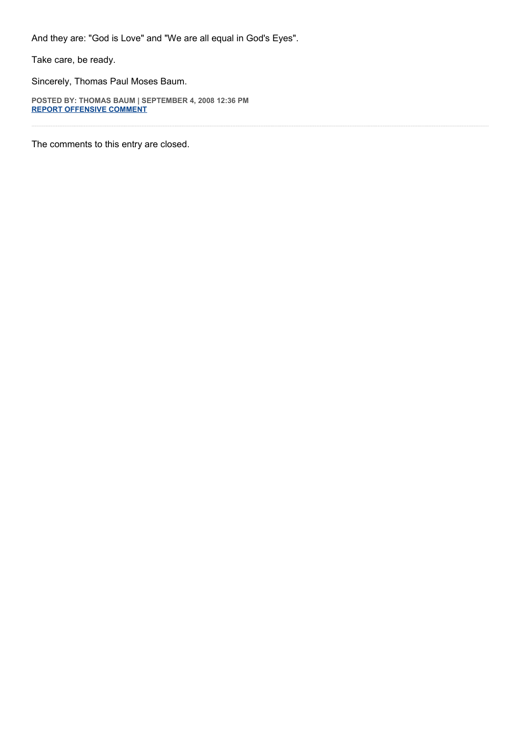And they are: "God is Love" and "We are all equal in God's Eyes".

Take care, be ready.

Sincerely, Thomas Paul Moses Baum.

**POSTED BY: THOMAS BAUM | SEPTEMBER 4, 2008 12:36 PM**
**REPORT OFFENSIVE COMMENT**

---

The comments to this entry are closed.